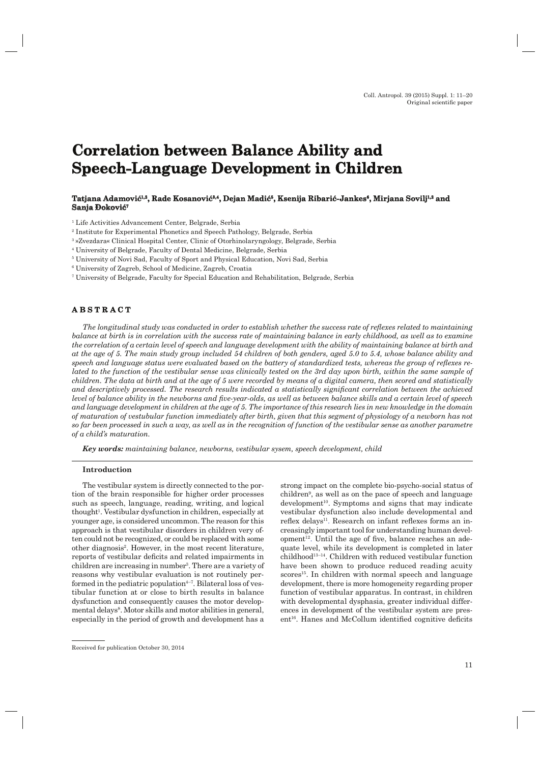Original scientific paper

# Correlation between Balance Ability and Speech-Language Development in Children

**Tatjana Adamović[1,2], Rade Kosanović[3,4], Dejan Madić[5], Ksenija Ribarić-Jankes[6], Mirjana Sovilj[1,2] and Sanja Đoković[7]**

[1] Life Activities Advancement Center, Belgrade, Serbia
[2] Institute for Experimental Phonetics and Speech Pathology, Belgrade, Serbia
[3] »Zvezdara« Clinical Hospital Center, Clinic of Otorhinolaryngology, Belgrade, Serbia
[4] University of Belgrade, Faculty of Dental Medicine, Belgrade, Serbia
[5] University of Novi Sad, Faculty of Sport and Physical Education, Novi Sad, Serbia
[6] University of Zagreb, School of Medicine, Zagreb, Croatia
[7] University of Belgrade, Faculty for Special Education and Rehabilitation, Belgrade, Serbia

## ABSTRACT

*The longitudinal study was conducted in order to establish whether the success rate of reflexes related to maintaining balance at birth is in correlation with the success rate of maintaining balance in early childhood, as well as to examine the correlation of a certain level of speech and language development with the ability of maintaining balance at birth and at the age of 5. The main study group included 54 children of both genders, aged 5.0 to 5.4, whose balance ability and speech and language status were evaluated based on the battery of standardized tests, whereas the group of reflexes related to the function of the vestibular sense was clinically tested on the 3rd day upon birth, within the same sample of children. The data at birth and at the age of 5 were recorded by means of a digital camera, then scored and statistically and descriptively processed. The research results indicated a statistically significant correlation between the achieved level of balance ability in the newborns and five-year-olds, as well as between balance skills and a certain level of speech and language development in children at the age of 5. The importance of this research lies in new knowledge in the domain of maturation of vestubular function immediately after birth, given that this segment of physiology of a newborn has not so far been processed in such a way, as well as in the recognition of function of the vestibular sense as another parametre of a child's maturation.*

***Key words:*** *maintaining balance, newborns, vestibular sysem, speech development, child*

## Introduction

The vestibular system is directly connected to the portion of the brain responsible for higher order processes such as speech, language, reading, writing, and logical thought[1]. Vestibular dysfunction in children, especially at younger age, is considered uncommon. The reason for this approach is that vestibular disorders in children very often could not be recognized, or could be replaced with some other diagnosis[2]. However, in the most recent literature, reports of vestibular deficits and related impairments in children are increasing in number[3]. There are a variety of reasons why vestibular evaluation is not routinely performed in the pediatric population[4–7]. Bilateral loss of vestibular function at or close to birth results in balance dysfunction and consequently causes the motor developmental delays[8]. Motor skills and motor abilities in general, especially in the period of growth and development has a strong impact on the complete bio-psycho-social status of children[9], as well as on the pace of speech and language development[10]. Symptoms and signs that may indicate vestibular dysfunction also include developmental and reflex delays[11]. Research on infant reflexes forms an increasingly important tool for understanding human development[12]. Until the age of five, balance reaches an adequate level, while its development is completed in later childhood[13–14]. Children with reduced vestibular function have been shown to produce reduced reading acuity scores[15]. In children with normal speech and language development, there is more homogeneity regarding proper function of vestibular apparatus. In contrast, in children with developmental dysphasia, greater individual differences in development of the vestibular system are present[16]. Hanes and McCollum identified cognitive deficits

Received for publication October 30, 2014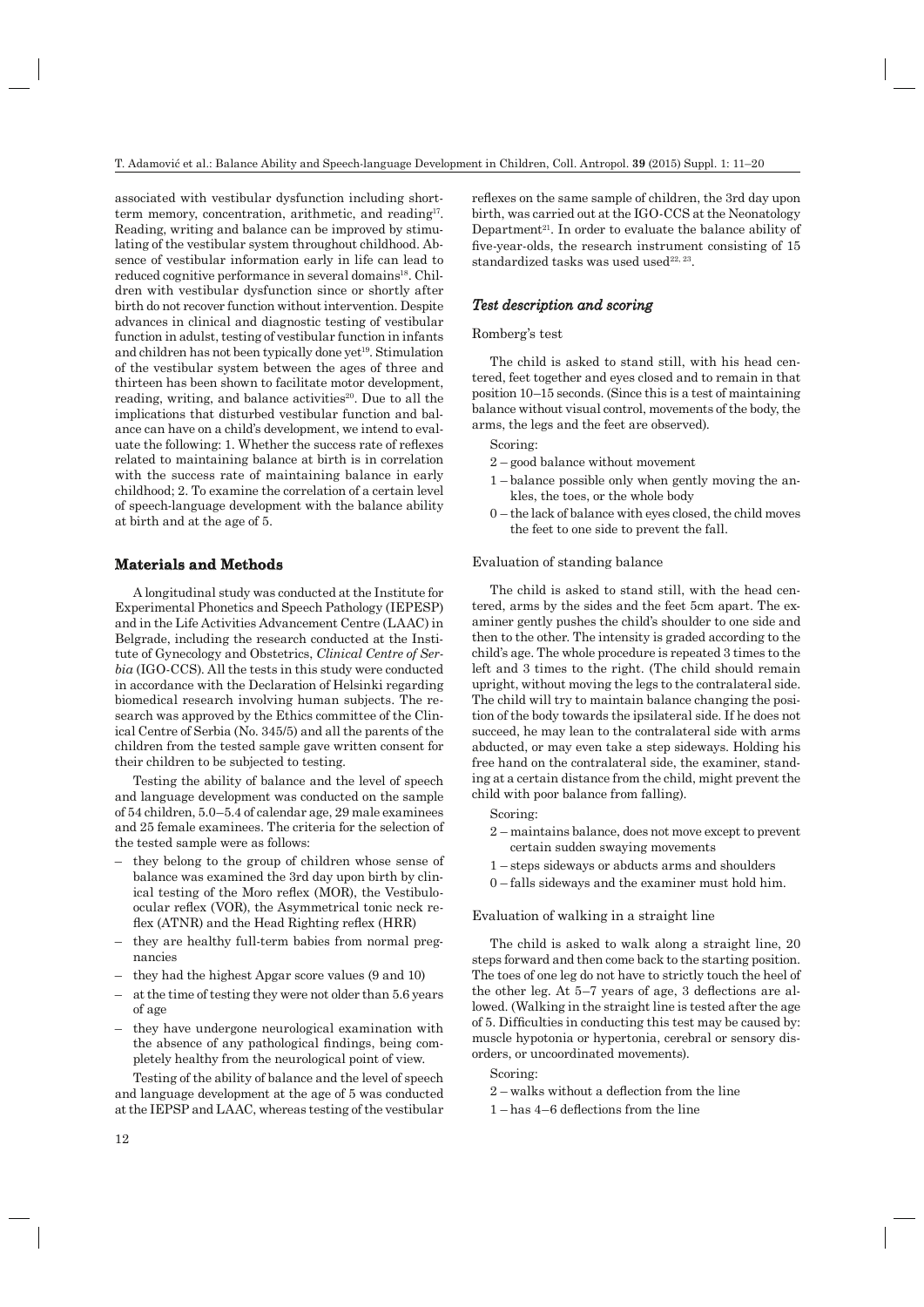associated with vestibular dysfunction including short-term memory, concentration, arithmetic, and reading[17]. Reading, writing and balance can be improved by stimulating of the vestibular system throughout childhood. Absence of vestibular information early in life can lead to reduced cognitive performance in several domains[18]. Children with vestibular dysfunction since or shortly after birth do not recover function without intervention. Despite advances in clinical and diagnostic testing of vestibular function in adulst, testing of vestibular function in infants and children has not been typically done yet[19]. Stimulation of the vestibular system between the ages of three and thirteen has been shown to facilitate motor development, reading, writing, and balance activities[20]. Due to all the implications that disturbed vestibular function and balance can have on a child's development, we intend to evaluate the following: 1. Whether the success rate of reflexes related to maintaining balance at birth is in correlation with the success rate of maintaining balance in early childhood; 2. To examine the correlation of a certain level of speech-language development with the balance ability at birth and at the age of 5.

## Materials and Methods

A longitudinal study was conducted at the Institute for Experimental Phonetics and Speech Pathology (IEPESP) and in the Life Activities Advancement Centre (LAAC) in Belgrade, including the research conducted at the Institute of Gynecology and Obstetrics, *Clinical Centre of Serbia* (IGO-CCS). All the tests in this study were conducted in accordance with the Declaration of Helsinki regarding biomedical research involving human subjects. The research was approved by the Ethics committee of the Clinical Centre of Serbia (No. 345/5) and all the parents of the children from the tested sample gave written consent for their children to be subjected to testing.

Testing the ability of balance and the level of speech and language development was conducted on the sample of 54 children, 5.0–5.4 of calendar age, 29 male examinees and 25 female examinees. The criteria for the selection of the tested sample were as follows:

- they belong to the group of children whose sense of balance was examined the 3rd day upon birth by clinical testing of the Moro reflex (MOR), the Vestibulo-ocular reflex (VOR), the Asymmetrical tonic neck reflex (ATNR) and the Head Righting reflex (HRR)
- they are healthy full-term babies from normal pregnancies
- they had the highest Apgar score values (9 and 10)
- at the time of testing they were not older than 5.6 years of age
- they have undergone neurological examination with the absence of any pathological findings, being completely healthy from the neurological point of view.

Testing of the ability of balance and the level of speech and language development at the age of 5 was conducted at the IEPSP and LAAC, whereas testing of the vestibular reflexes on the same sample of children, the 3rd day upon birth, was carried out at the IGO-CCS at the Neonatology Department[21]. In order to evaluate the balance ability of five-year-olds, the research instrument consisting of 15 standardized tasks was used used[22, 23].

### Test description and scoring

#### Romberg's test

The child is asked to stand still, with his head centered, feet together and eyes closed and to remain in that position 10–15 seconds. (Since this is a test of maintaining balance without visual control, movements of the body, the arms, the legs and the feet are observed).

Scoring:

2 – good balance without movement

1 – balance possible only when gently moving the ankles, the toes, or the whole body

0 – the lack of balance with eyes closed, the child moves the feet to one side to prevent the fall.

#### Evaluation of standing balance

The child is asked to stand still, with the head centered, arms by the sides and the feet 5cm apart. The examiner gently pushes the child's shoulder to one side and then to the other. The intensity is graded according to the child's age. The whole procedure is repeated 3 times to the left and 3 times to the right. (The child should remain upright, without moving the legs to the contralateral side. The child will try to maintain balance changing the position of the body towards the ipsilateral side. If he does not succeed, he may lean to the contralateral side with arms abducted, or may even take a step sideways. Holding his free hand on the contralateral side, the examiner, standing at a certain distance from the child, might prevent the child with poor balance from falling).

Scoring:

2 – maintains balance, does not move except to prevent certain sudden swaying movements

1 – steps sideways or abducts arms and shoulders

0 – falls sideways and the examiner must hold him.

#### Evaluation of walking in a straight line

The child is asked to walk along a straight line, 20 steps forward and then come back to the starting position. The toes of one leg do not have to strictly touch the heel of the other leg. At 5–7 years of age, 3 deflections are allowed. (Walking in the straight line is tested after the age of 5. Difficulties in conducting this test may be caused by: muscle hypotonia or hypertonia, cerebral or sensory disorders, or uncoordinated movements).

Scoring:

2 – walks without a deflection from the line

1 – has 4–6 deflections from the line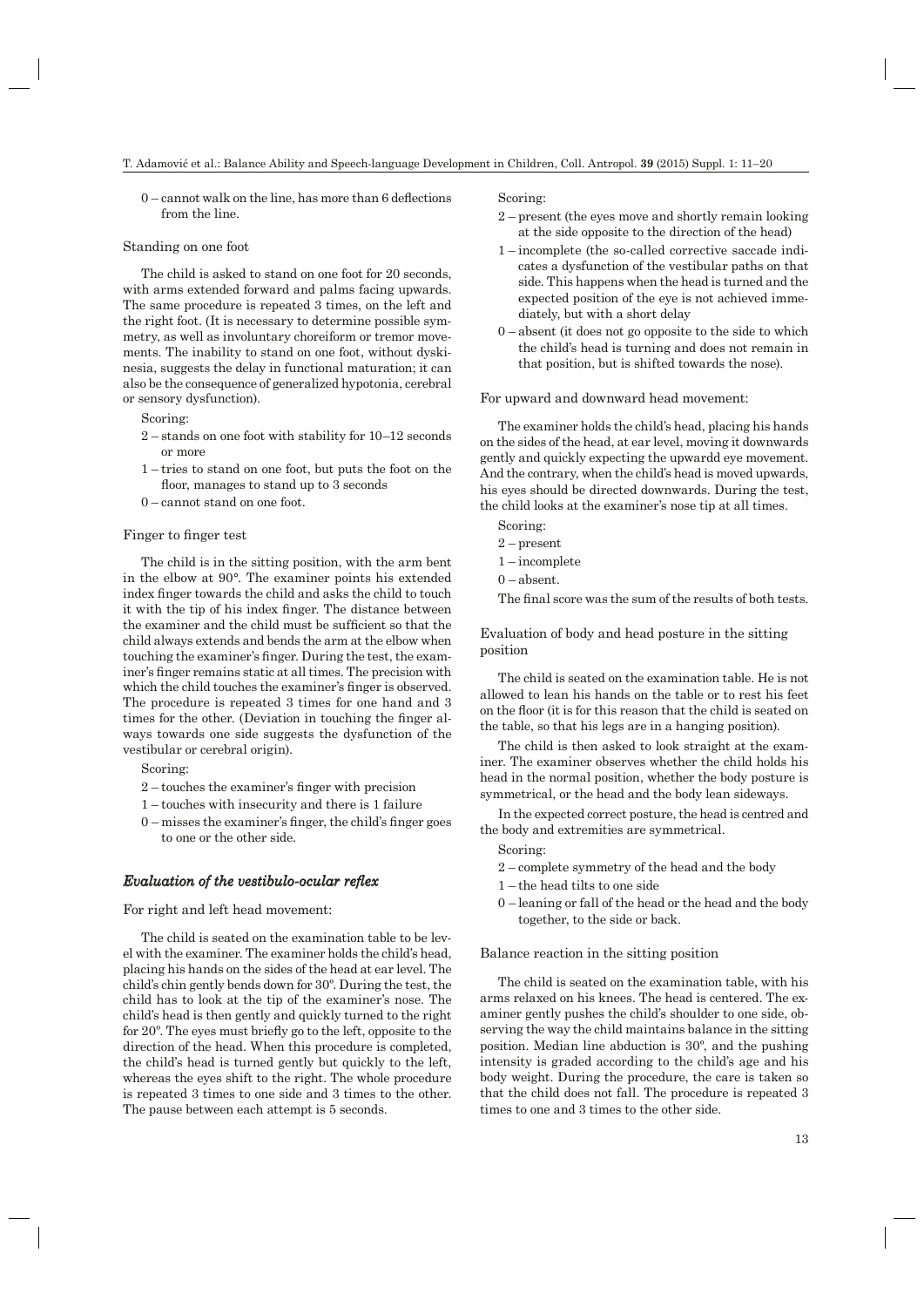0 – cannot walk on the line, has more than 6 deflections from the line.

Standing on one foot

The child is asked to stand on one foot for 20 seconds, with arms extended forward and palms facing upwards. The same procedure is repeated 3 times, on the left and the right foot. (It is necessary to determine possible symmetry, as well as involuntary choreiform or tremor movements. The inability to stand on one foot, without dyskinesia, suggests the delay in functional maturation; it can also be the consequence of generalized hypotonia, cerebral or sensory dysfunction).

Scoring:

2 – stands on one foot with stability for 10–12 seconds or more

1 – tries to stand on one foot, but puts the foot on the floor, manages to stand up to 3 seconds

0 – cannot stand on one foot.

Finger to finger test

The child is in the sitting position, with the arm bent in the elbow at 90°. The examiner points his extended index finger towards the child and asks the child to touch it with the tip of his index finger. The distance between the examiner and the child must be sufficient so that the child always extends and bends the arm at the elbow when touching the examiner's finger. During the test, the examiner's finger remains static at all times. The precision with which the child touches the examiner's finger is observed. The procedure is repeated 3 times for one hand and 3 times for the other. (Deviation in touching the finger always towards one side suggests the dysfunction of the vestibular or cerebral origin).

Scoring:

2 – touches the examiner's finger with precision

1 – touches with insecurity and there is 1 failure

0 – misses the examiner's finger, the child's finger goes to one or the other side.

### *Evaluation of the vestibulo-ocular reflex*

For right and left head movement:

The child is seated on the examination table to be level with the examiner. The examiner holds the child's head, placing his hands on the sides of the head at ear level. The child's chin gently bends down for 30º. During the test, the child has to look at the tip of the examiner's nose. The child's head is then gently and quickly turned to the right for 20º. The eyes must briefly go to the left, opposite to the direction of the head. When this procedure is completed, the child's head is turned gently but quickly to the left, whereas the eyes shift to the right. The whole procedure is repeated 3 times to one side and 3 times to the other. The pause between each attempt is 5 seconds.

Scoring:

2 – present (the eyes move and shortly remain looking at the side opposite to the direction of the head)

1 – incomplete (the so-called corrective saccade indicates a dysfunction of the vestibular paths on that side. This happens when the head is turned and the expected position of the eye is not achieved immediately, but with a short delay

0 – absent (it does not go opposite to the side to which the child's head is turning and does not remain in that position, but is shifted towards the nose).

For upward and downward head movement:

The examiner holds the child's head, placing his hands on the sides of the head, at ear level, moving it downwards gently and quickly expecting the upwardd eye movement. And the contrary, when the child's head is moved upwards, his eyes should be directed downwards. During the test, the child looks at the examiner's nose tip at all times.

Scoring:

2 – present

1 – incomplete

0 – absent.

The final score was the sum of the results of both tests.

Evaluation of body and head posture in the sitting position

The child is seated on the examination table. He is not allowed to lean his hands on the table or to rest his feet on the floor (it is for this reason that the child is seated on the table, so that his legs are in a hanging position).

The child is then asked to look straight at the examiner. The examiner observes whether the child holds his head in the normal position, whether the body posture is symmetrical, or the head and the body lean sideways.

In the expected correct posture, the head is centred and the body and extremities are symmetrical.

Scoring:

2 – complete symmetry of the head and the body

1 – the head tilts to one side

0 – leaning or fall of the head or the head and the body together, to the side or back.

Balance reaction in the sitting position

The child is seated on the examination table, with his arms relaxed on his knees. The head is centered. The examiner gently pushes the child's shoulder to one side, observing the way the child maintains balance in the sitting position. Median line abduction is 30º, and the pushing intensity is graded according to the child's age and his body weight. During the procedure, the care is taken so that the child does not fall. The procedure is repeated 3 times to one and 3 times to the other side.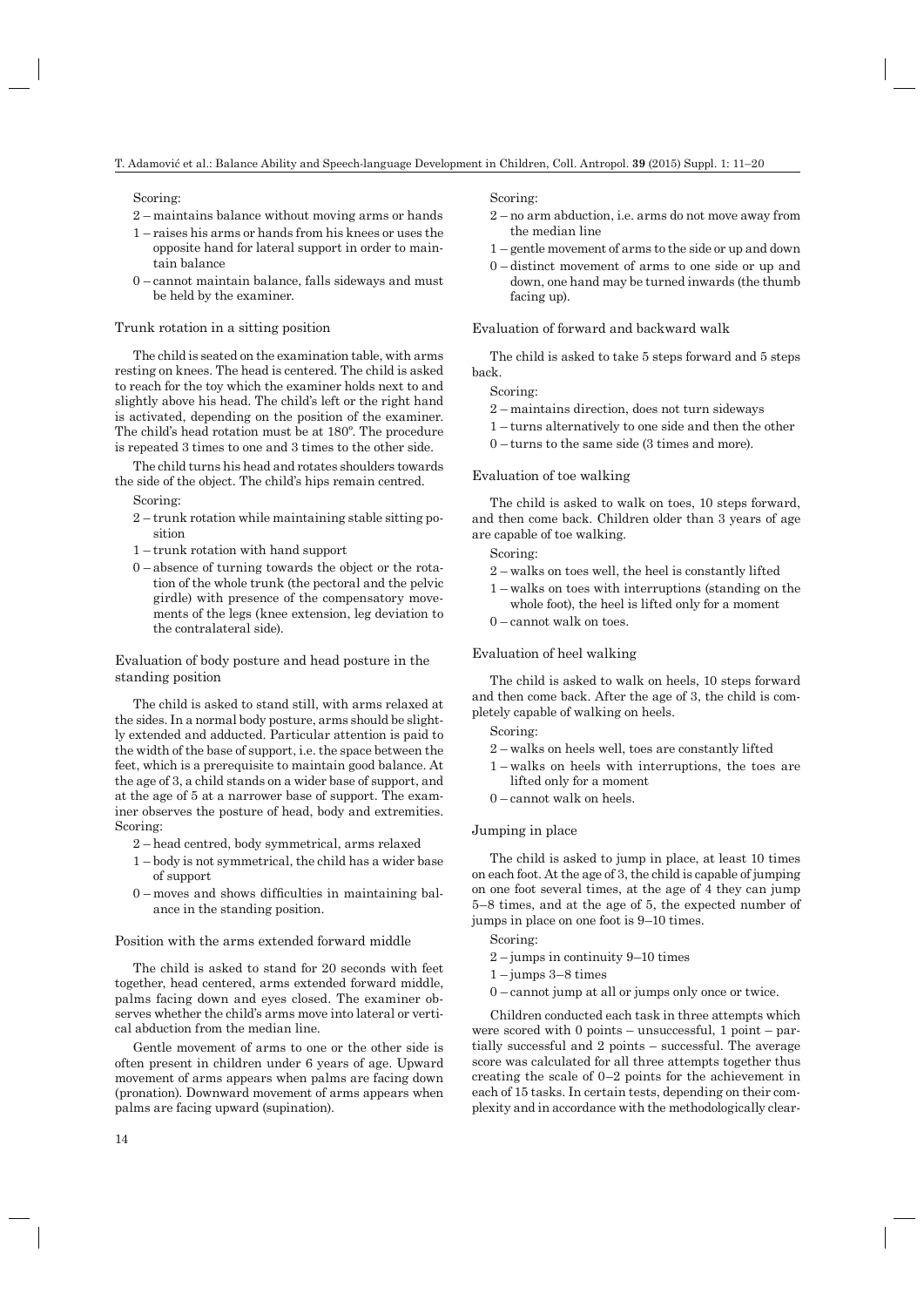Scoring:

- 2 – maintains balance without moving arms or hands
- 1 – raises his arms or hands from his knees or uses the opposite hand for lateral support in order to maintain balance
- 0 – cannot maintain balance, falls sideways and must be held by the examiner.

### Trunk rotation in a sitting position

The child is seated on the examination table, with arms resting on knees. The head is centered. The child is asked to reach for the toy which the examiner holds next to and slightly above his head. The child's left or the right hand is activated, depending on the position of the examiner. The child's head rotation must be at 180º. The procedure is repeated 3 times to one and 3 times to the other side.

The child turns his head and rotates shoulders towards the side of the object. The child's hips remain centred.

Scoring:

- 2 – trunk rotation while maintaining stable sitting position
- 1 – trunk rotation with hand support
- 0 – absence of turning towards the object or the rotation of the whole trunk (the pectoral and the pelvic girdle) with presence of the compensatory movements of the legs (knee extension, leg deviation to the contralateral side).

### Evaluation of body posture and head posture in the standing position

The child is asked to stand still, with arms relaxed at the sides. In a normal body posture, arms should be slightly extended and adducted. Particular attention is paid to the width of the base of support, i.e. the space between the feet, which is a prerequisite to maintain good balance. At the age of 3, a child stands on a wider base of support, and at the age of 5 at a narrower base of support. The examiner observes the posture of head, body and extremities. Scoring:

- 2 – head centred, body symmetrical, arms relaxed
- 1 – body is not symmetrical, the child has a wider base of support
- 0 – moves and shows difficulties in maintaining balance in the standing position.

### Position with the arms extended forward middle

The child is asked to stand for 20 seconds with feet together, head centered, arms extended forward middle, palms facing down and eyes closed. The examiner observes whether the child's arms move into lateral or vertical abduction from the median line.

Gentle movement of arms to one or the other side is often present in children under 6 years of age. Upward movement of arms appears when palms are facing down (pronation). Downward movement of arms appears when palms are facing upward (supination).

Scoring:

- 2 – no arm abduction, i.e. arms do not move away from the median line
- 1 – gentle movement of arms to the side or up and down
- 0 – distinct movement of arms to one side or up and down, one hand may be turned inwards (the thumb facing up).

### Evaluation of forward and backward walk

The child is asked to take 5 steps forward and 5 steps back.

Scoring:

- 2 – maintains direction, does not turn sideways
- 1 – turns alternatively to one side and then the other
- 0 – turns to the same side (3 times and more).

### Evaluation of toe walking

The child is asked to walk on toes, 10 steps forward, and then come back. Children older than 3 years of age are capable of toe walking.

Scoring:

- 2 – walks on toes well, the heel is constantly lifted
- 1 – walks on toes with interruptions (standing on the whole foot), the heel is lifted only for a moment
- 0 – cannot walk on toes.

### Evaluation of heel walking

The child is asked to walk on heels, 10 steps forward and then come back. After the age of 3, the child is completely capable of walking on heels.

Scoring:

- 2 – walks on heels well, toes are constantly lifted
- 1 – walks on heels with interruptions, the toes are lifted only for a moment
- 0 – cannot walk on heels.

### Jumping in place

The child is asked to jump in place, at least 10 times on each foot. At the age of 3, the child is capable of jumping on one foot several times, at the age of 4 they can jump 5–8 times, and at the age of 5, the expected number of jumps in place on one foot is 9–10 times.

Scoring:

- 2 – jumps in continuity 9–10 times
- 1 – jumps 3–8 times
- 0 – cannot jump at all or jumps only once or twice.

Children conducted each task in three attempts which were scored with 0 points – unsuccessful, 1 point – partially successful and 2 points – successful. The average score was calculated for all three attempts together thus creating the scale of 0–2 points for the achievement in each of 15 tasks. In certain tests, depending on their complexity and in accordance with the methodologically clear-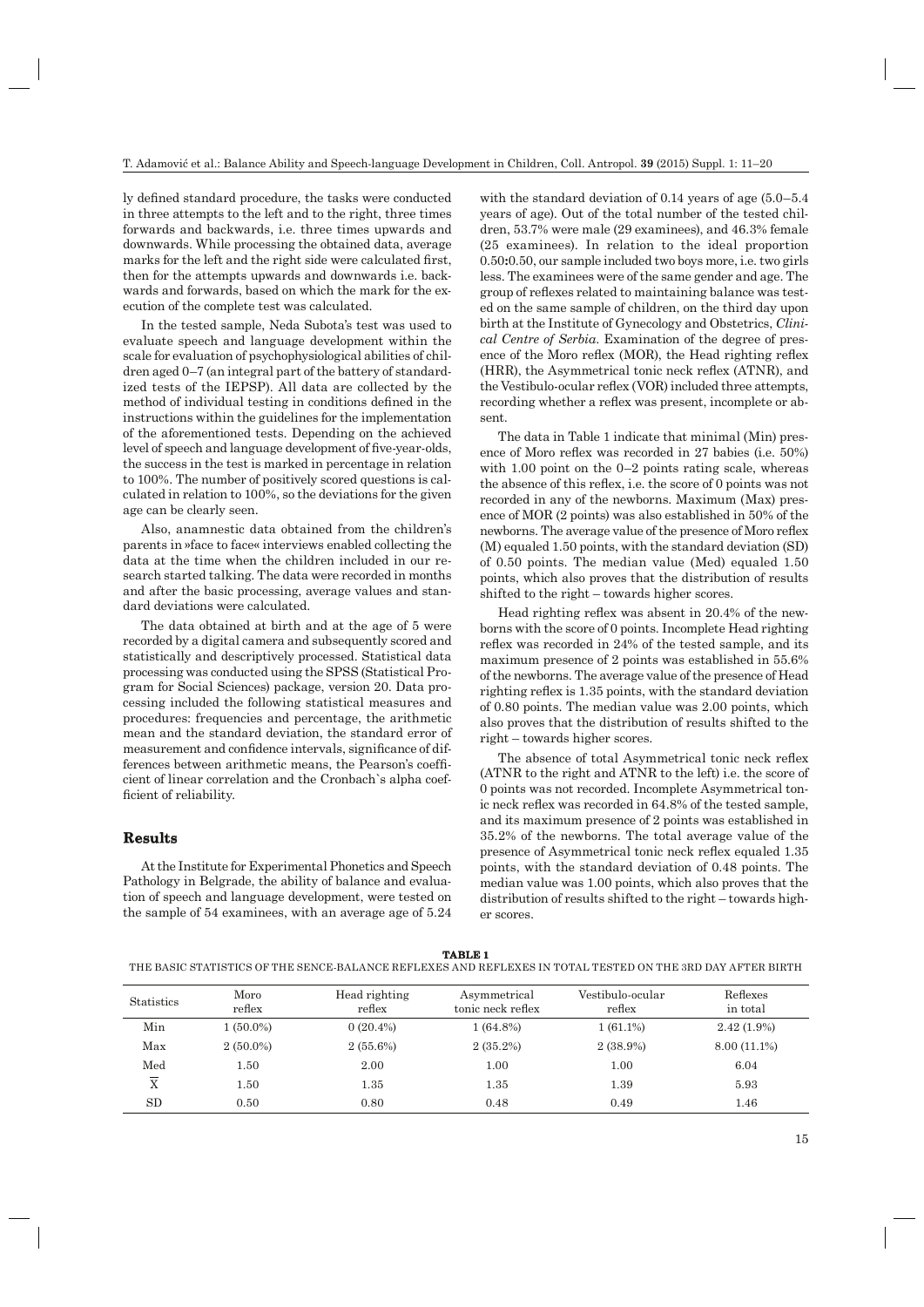ly defined standard procedure, the tasks were conducted in three attempts to the left and to the right, three times forwards and backwards, i.e. three times upwards and downwards. While processing the obtained data, average marks for the left and the right side were calculated first, then for the attempts upwards and downwards i.e. backwards and forwards, based on which the mark for the execution of the complete test was calculated.

In the tested sample, Neda Subota's test was used to evaluate speech and language development within the scale for evaluation of psychophysiological abilities of children aged 0–7 (an integral part of the battery of standardized tests of the IEPSP). All data are collected by the method of individual testing in conditions defined in the instructions within the guidelines for the implementation of the aforementioned tests. Depending on the achieved level of speech and language development of five-year-olds, the success in the test is marked in percentage in relation to 100%. The number of positively scored questions is calculated in relation to 100%, so the deviations for the given age can be clearly seen.

Also, anamnestic data obtained from the children's parents in »face to face« interviews enabled collecting the data at the time when the children included in our research started talking. The data were recorded in months and after the basic processing, average values and standard deviations were calculated.

The data obtained at birth and at the age of 5 were recorded by a digital camera and subsequently scored and statistically and descriptively processed. Statistical data processing was conducted using the SPSS (Statistical Program for Social Sciences) package, version 20. Data processing included the following statistical measures and procedures: frequencies and percentage, the arithmetic mean and the standard deviation, the standard error of measurement and confidence intervals, significance of differences between arithmetic means, the Pearson's coefficient of linear correlation and the Cronbach`s alpha coefficient of reliability.

## Results

At the Institute for Experimental Phonetics and Speech Pathology in Belgrade, the ability of balance and evaluation of speech and language development, were tested on the sample of 54 examinees, with an average age of 5.24 with the standard deviation of 0.14 years of age (5.0–5.4 years of age). Out of the total number of the tested children, 53.7% were male (29 examinees), and 46.3% female (25 examinees). In relation to the ideal proportion 0.50**:**0.50, our sample included two boys more, i.e. two girls less. The examinees were of the same gender and age. The group of reflexes related to maintaining balance was tested on the same sample of children, on the third day upon birth at the Institute of Gynecology and Obstetrics, *Clinical Centre of Serbia*. Examination of the degree of presence of the Moro reflex (MOR), the Head righting reflex (HRR), the Asymmetrical tonic neck reflex (ATNR), and the Vestibulo-ocular reflex (VOR) included three attempts, recording whether a reflex was present, incomplete or absent.

The data in Table 1 indicate that minimal (Min) presence of Moro reflex was recorded in 27 babies (i.e. 50%) with 1.00 point on the 0–2 points rating scale, whereas the absence of this reflex, i.e. the score of 0 points was not recorded in any of the newborns. Maximum (Max) presence of MOR (2 points) was also established in 50% of the newborns. The average value of the presence of Moro reflex (M) equaled 1.50 points, with the standard deviation (SD) of 0.50 points. The median value (Med) equaled 1.50 points, which also proves that the distribution of results shifted to the right – towards higher scores.

Head righting reflex was absent in 20.4% of the newborns with the score of 0 points. Incomplete Head righting reflex was recorded in 24% of the tested sample, and its maximum presence of 2 points was established in 55.6% of the newborns. The average value of the presence of Head righting reflex is 1.35 points, with the standard deviation of 0.80 points. The median value was 2.00 points, which also proves that the distribution of results shifted to the right – towards higher scores.

The absence of total Asymmetrical tonic neck reflex (ATNR to the right and ATNR to the left) i.e. the score of 0 points was not recorded. Incomplete Asymmetrical tonic neck reflex was recorded in 64.8% of the tested sample, and its maximum presence of 2 points was established in 35.2% of the newborns. The total average value of the presence of Asymmetrical tonic neck reflex equaled 1.35 points, with the standard deviation of 0.48 points. The median value was 1.00 points, which also proves that the distribution of results shifted to the right – towards higher scores.

**TABLE 1**
THE BASIC STATISTICS OF THE SENCE-BALANCE REFLEXES AND REFLEXES IN TOTAL TESTED ON THE 3RD DAY AFTER BIRTH

| Statistics | Moro reflex | Head righting reflex | Asymmetrical tonic neck reflex | Vestibulo-ocular reflex | Reflexes in total |
|---|---|---|---|---|---|
| Min | 1 (50.0%) | 0 (20.4%) | 1 (64.8%) | 1 (61.1%) | 2.42 (1.9%) |
| Max | 2 (50.0%) | 2 (55.6%) | 2 (35.2%) | 2 (38.9%) | 8.00 (11.1%) |
| Med | 1.50 | 2.00 | 1.00 | 1.00 | 6.04 |
| $\overline{X}$ | 1.50 | 1.35 | 1.35 | 1.39 | 5.93 |
| SD | 0.50 | 0.80 | 0.48 | 0.49 | 1.46 |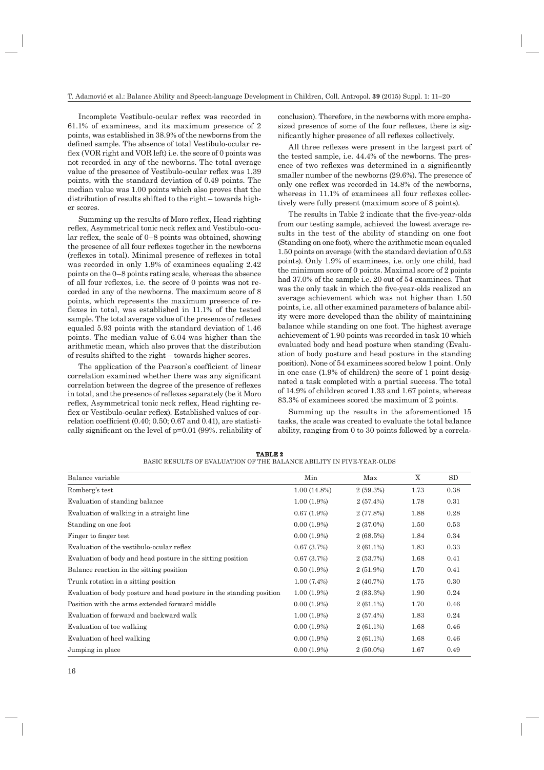Incomplete Vestibulo-ocular reflex was recorded in 61.1% of examinees, and its maximum presence of 2 points, was established in 38.9% of the newborns from the defined sample. The absence of total Vestibulo-ocular reflex (VOR right and VOR left) i.e. the score of 0 points was not recorded in any of the newborns. The total average value of the presence of Vestibulo-ocular reflex was 1.39 points, with the standard deviation of 0.49 points. The median value was 1.00 points which also proves that the distribution of results shifted to the right – towards higher scores.

Summing up the results of Moro reflex, Head righting reflex, Asymmetrical tonic neck reflex and Vestibulo-ocular reflex, the scale of 0–8 points was obtained, showing the presence of all four reflexes together in the newborns (reflexes in total). Minimal presence of reflexes in total was recorded in only 1.9% of examinees equaling 2.42 points on the 0–8 points rating scale, whereas the absence of all four reflexes, i.e. the score of 0 points was not recorded in any of the newborns. The maximum score of 8 points, which represents the maximum presence of reflexes in total, was established in 11.1% of the tested sample. The total average value of the presence of reflexes equaled 5.93 points with the standard deviation of 1.46 points. The median value of 6.04 was higher than the arithmetic mean, which also proves that the distribution of results shifted to the right – towards higher scores.

The application of the Pearson`s coefficient of linear correlation examined whether there was any significant correlation between the degree of the presence of reflexes in total, and the presence of reflexes separately (be it Moro reflex, Asymmetrical tonic neck reflex, Head righting reflex or Vestibulo-ocular reflex). Established values of correlation coefficient (0.40; 0.50; 0.67 and 0.41), are statistically significant on the level of p=0.01 (99%. reliability of conclusion). Therefore, in the newborns with more emphasized presence of some of the four reflexes, there is significantly higher presence of all reflexes collectively.

All three reflexes were present in the largest part of the tested sample, i.e. 44.4% of the newborns. The presence of two reflexes was determined in a significantly smaller number of the newborns (29.6%). The presence of only one reflex was recorded in 14.8% of the newborns, whereas in 11.1% of examinees all four reflexes collectively were fully present (maximum score of 8 points).

The results in Table 2 indicate that the five-year-olds from our testing sample, achieved the lowest average results in the test of the ability of standing on one foot (Standing on one foot), where the arithmetic mean equaled 1.50 points on average (with the standard deviation of 0.53 points). Only 1.9% of examinees, i.e. only one child, had the minimum score of 0 points. Maximal score of 2 points had 37.0% of the sample i.e. 20 out of 54 examinees. That was the only task in which the five-year-olds realized an average achievement which was not higher than 1.50 points, i.e. all other examined parameters of balance ability were more developed than the ability of maintaining balance while standing on one foot. The highest average achievement of 1.90 points was recorded in task 10 which evaluated body and head posture when standing (Evaluation of body posture and head posture in the standing position). None of 54 examinees scored below 1 point. Only in one case (1.9% of children) the score of 1 point designated a task completed with a partial success. The total of 14.9% of children scored 1.33 and 1.67 points, whereas 83.3% of examinees scored the maximum of 2 points.

Summing up the results in the aforementioned 15 tasks, the scale was created to evaluate the total balance ability, ranging from 0 to 30 points followed by a correla-

**TABLE 2**
BASIC RESULTS OF EVALUATION OF THE BALANCE ABILITY IN FIVE-YEAR-OLDS

| Balance variable | Min | Max | $\overline{X}$ | SD |
|---|---|---|---|---|
| Romberg's test | 1.00 (14.8%) | 2 (59.3%) | 1.73 | 0.38 |
| Evaluation of standing balance | 1.00 (1.9%) | 2 (57.4%) | 1.78 | 0.31 |
| Evaluation of walking in a straight line | 0.67 (1.9%) | 2 (77.8%) | 1.88 | 0.28 |
| Standing on one foot | 0.00 (1.9%) | 2 (37.0%) | 1.50 | 0.53 |
| Finger to finger test | 0.00 (1.9%) | 2 (68.5%) | 1.84 | 0.34 |
| Evaluation of the vestibulo-ocular reflex | 0.67 (3.7%) | 2 (61.1%) | 1.83 | 0.33 |
| Evaluation of body and head posture in the sitting position | 0.67 (3.7%) | 2 (53.7%) | 1.68 | 0.41 |
| Balance reaction in the sitting position | 0.50 (1.9%) | 2 (51.9%) | 1.70 | 0.41 |
| Trunk rotation in a sitting position | 1.00 (7.4%) | 2 (40.7%) | 1.75 | 0.30 |
| Evaluation of body posture and head posture in the standing position | 1.00 (1.9%) | 2 (83.3%) | 1.90 | 0.24 |
| Position with the arms extended forward middle | 0.00 (1.9%) | 2 (61.1%) | 1.70 | 0.46 |
| Evaluation of forward and backward walk | 1.00 (1.9%) | 2 (57.4%) | 1.83 | 0.24 |
| Evaluation of toe walking | 0.00 (1.9%) | 2 (61.1%) | 1.68 | 0.46 |
| Evaluation of heel walking | 0.00 (1.9%) | 2 (61.1%) | 1.68 | 0.46 |
| Jumping in place | 0.00 (1.9%) | 2 (50.0%) | 1.67 | 0.49 |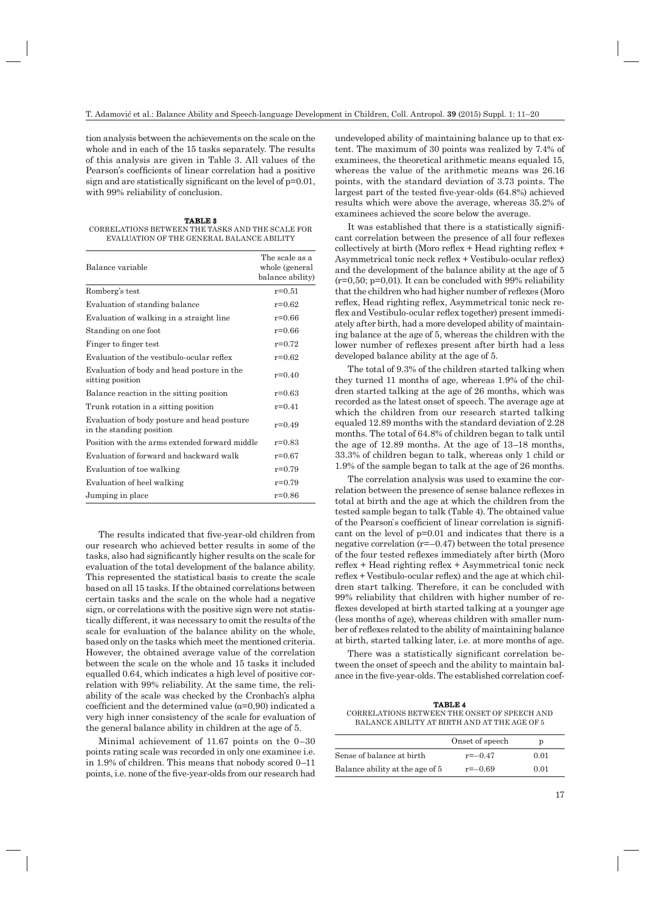tion analysis between the achievements on the scale on the whole and in each of the 15 tasks separately. The results of this analysis are given in Table 3. All values of the Pearson's coefficients of linear correlation had a positive sign and are statistically significant on the level of p=0.01, with 99% reliability of conclusion.

**TABLE 3**
CORRELATIONS BETWEEN THE TASKS AND THE SCALE FOR EVALUATION OF THE GENERAL BALANCE ABILITY

| Balance variable | The scale as a whole (general balance ability) |
|---|---|
| Romberg's test | r=0.51 |
| Evaluation of standing balance | r=0.62 |
| Evaluation of walking in a straight line | r=0.66 |
| Standing on one foot | r=0.66 |
| Finger to finger test | r=0.72 |
| Evaluation of the vestibulo-ocular reflex | r=0.62 |
| Evaluation of body and head posture in the sitting position | r=0.40 |
| Balance reaction in the sitting position | r=0.63 |
| Trunk rotation in a sitting position | r=0.41 |
| Evaluation of body posture and head posture in the standing position | r=0.49 |
| Position with the arms extended forward middle | r=0.83 |
| Evaluation of forward and backward walk | r=0.67 |
| Evaluation of toe walking | r=0.79 |
| Evaluation of heel walking | r=0.79 |
| Jumping in place | r=0.86 |

The results indicated that five-year-old children from our research who achieved better results in some of the tasks, also had significantly higher results on the scale for evaluation of the total development of the balance ability. This represented the statistical basis to create the scale based on all 15 tasks. If the obtained correlations between certain tasks and the scale on the whole had a negative sign, or correlations with the positive sign were not statistically different, it was necessary to omit the results of the scale for evaluation of the balance ability on the whole, based only on the tasks which meet the mentioned criteria. However, the obtained average value of the correlation between the scale on the whole and 15 tasks it included equalled 0.64, which indicates a high level of positive correlation with 99% reliability. At the same time, the reliability of the scale was checked by the Cronbach's alpha coefficient and the determined value (α=0,90) indicated a very high inner consistency of the scale for evaluation of the general balance ability in children at the age of 5.

Minimal achievement of 11.67 points on the 0–30 points rating scale was recorded in only one examinee i.e. in 1.9% of children. This means that nobody scored 0–11 points, i.e. none of the five-year-olds from our research had undeveloped ability of maintaining balance up to that extent. The maximum of 30 points was realized by 7.4% of examinees, the theoretical arithmetic means equaled 15, whereas the value of the arithmetic means was 26.16 points, with the standard deviation of 3.73 points. The largest part of the tested five-year-olds (64.8%) achieved results which were above the average, whereas 35.2% of examinees achieved the score below the average.

It was established that there is a statistically significant correlation between the presence of all four reflexes collectively at birth (Moro reflex + Head righting reflex + Asymmetrical tonic neck reflex + Vestibulo-ocular reflex) and the development of the balance ability at the age of 5 (r=0,50; p=0,01). It can be concluded with 99% reliability that the children who had higher number of reflexes (Moro reflex, Head righting reflex, Asymmetrical tonic neck reflex and Vestibulo-ocular reflex together) present immediately after birth, had a more developed ability of maintaining balance at the age of 5, whereas the children with the lower number of reflexes present after birth had a less developed balance ability at the age of 5.

The total of 9.3% of the children started talking when they turned 11 months of age, whereas 1.9% of the children started talking at the age of 26 months, which was recorded as the latest onset of speech. The average age at which the children from our research started talking equaled 12.89 months with the standard deviation of 2.28 months. The total of 64.8% of children began to talk until the age of 12.89 months. At the age of 13–18 months, 33.3% of children began to talk, whereas only 1 child or 1.9% of the sample began to talk at the age of 26 months.

The correlation analysis was used to examine the correlation between the presence of sense balance reflexes in total at birth and the age at which the children from the tested sample began to talk (Table 4). The obtained value of the Pearson`s coefficient of linear correlation is significant on the level of p=0.01 and indicates that there is a negative correlation (r=–0.47) between the total presence of the four tested reflexes immediately after birth (Moro reflex + Head righting reflex + Asymmetrical tonic neck reflex + Vestibulo-ocular reflex) and the age at which children start talking. Therefore, it can be concluded with 99% reliability that children with higher number of reflexes developed at birth started talking at a younger age (less months of age), whereas children with smaller number of reflexes related to the ability of maintaining balance at birth, started talking later, i.e. at more months of age.

There was a statistically significant correlation between the onset of speech and the ability to maintain balance in the five-year-olds. The established correlation coef-

**TABLE 4**
CORRELATIONS BETWEEN THE ONSET OF SPEECH AND BALANCE ABILITY AT BIRTH AND AT THE AGE OF 5

| | Onset of speech | p |
|---|---|---|
| Sense of balance at birth | r=–0.47 | 0.01 |
| Balance ability at the age of 5 | r=–0.69 | 0.01 |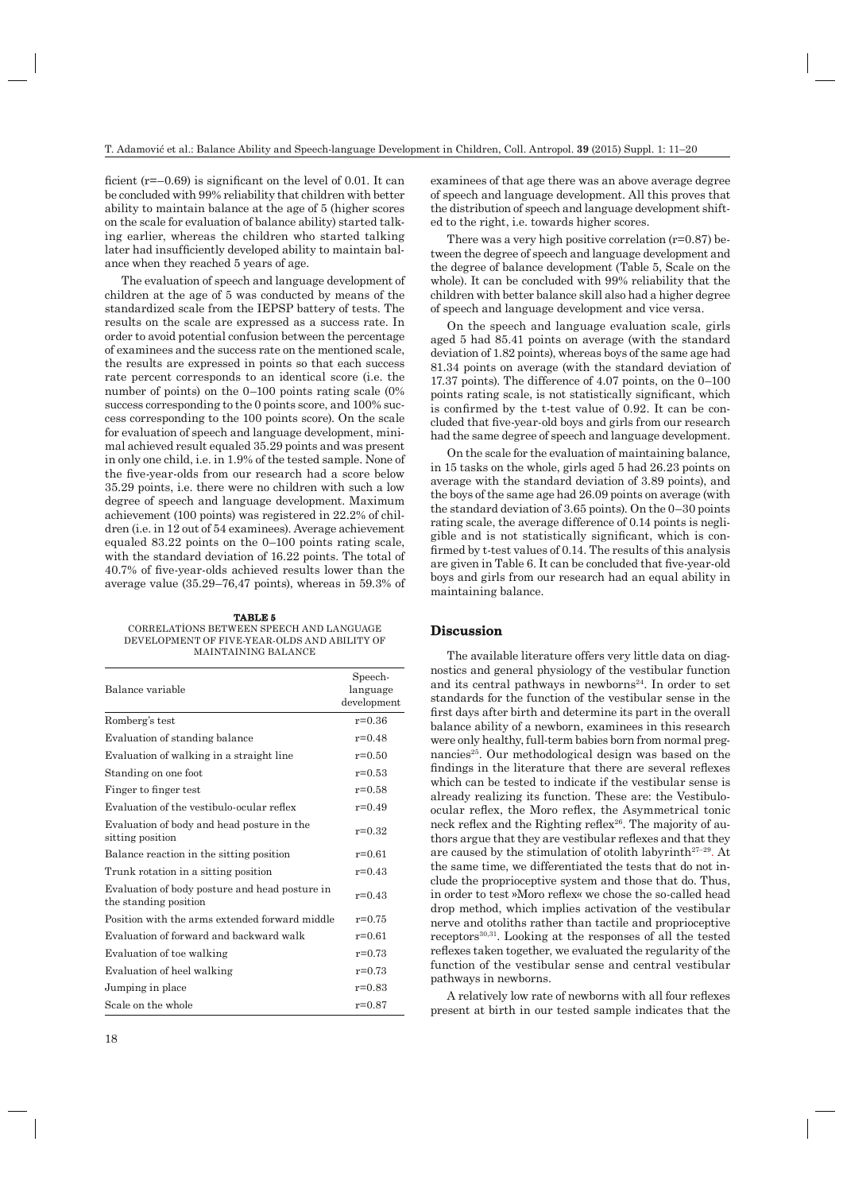ficient (r=–0.69) is significant on the level of 0.01. It can be concluded with 99% reliability that children with better ability to maintain balance at the age of 5 (higher scores on the scale for evaluation of balance ability) started talking earlier, whereas the children who started talking later had insufficiently developed ability to maintain balance when they reached 5 years of age.

The evaluation of speech and language development of children at the age of 5 was conducted by means of the standardized scale from the IEPSP battery of tests. The results on the scale are expressed as a success rate. In order to avoid potential confusion between the percentage of examinees and the success rate on the mentioned scale, the results are expressed in points so that each success rate percent corresponds to an identical score (i.e. the number of points) on the 0–100 points rating scale (0% success corresponding to the 0 points score, and 100% success corresponding to the 100 points score). On the scale for evaluation of speech and language development, minimal achieved result equaled 35.29 points and was present in only one child, i.e. in 1.9% of the tested sample. None of the five-year-olds from our research had a score below 35.29 points, i.e. there were no children with such a low degree of speech and language development. Maximum achievement (100 points) was registered in 22.2% of children (i.e. in 12 out of 54 examinees). Average achievement equaled 83.22 points on the 0–100 points rating scale, with the standard deviation of 16.22 points. The total of 40.7% of five-year-olds achieved results lower than the average value (35.29–76,47 points), whereas in 59.3% of examinees of that age there was an above average degree of speech and language development. All this proves that the distribution of speech and language development shifted to the right, i.e. towards higher scores.

There was a very high positive correlation (r=0.87) between the degree of speech and language development and the degree of balance development (Table 5, Scale on the whole). It can be concluded with 99% reliability that the children with better balance skill also had a higher degree of speech and language development and vice versa.

On the speech and language evaluation scale, girls aged 5 had 85.41 points on average (with the standard deviation of 1.82 points), whereas boys of the same age had 81.34 points on average (with the standard deviation of 17.37 points). The difference of 4.07 points, on the 0–100 points rating scale, is not statistically significant, which is confirmed by the t-test value of 0.92. It can be concluded that five-year-old boys and girls from our research had the same degree of speech and language development.

On the scale for the evaluation of maintaining balance, in 15 tasks on the whole, girls aged 5 had 26.23 points on average with the standard deviation of 3.89 points), and the boys of the same age had 26.09 points on average (with the standard deviation of 3.65 points). On the 0–30 points rating scale, the average difference of 0.14 points is negligible and is not statistically significant, which is confirmed by t-test values of 0.14. The results of this analysis are given in Table 6. It can be concluded that five-year-old boys and girls from our research had an equal ability in maintaining balance.

**TABLE 5**
CORRELATİONS BETWEEN SPEECH AND LANGUAGE DEVELOPMENT OF FIVE-YEAR-OLDS AND ABILITY OF MAINTAINING BALANCE

| Balance variable | Speech-language development |
|---|---|
| Romberg's test | r=0.36 |
| Evaluation of standing balance | r=0.48 |
| Evaluation of walking in a straight line | r=0.50 |
| Standing on one foot | r=0.53 |
| Finger to finger test | r=0.58 |
| Evaluation of the vestibulo-ocular reflex | r=0.49 |
| Evaluation of body and head posture in the sitting position | r=0.32 |
| Balance reaction in the sitting position | r=0.61 |
| Trunk rotation in a sitting position | r=0.43 |
| Evaluation of body posture and head posture in the standing position | r=0.43 |
| Position with the arms extended forward middle | r=0.75 |
| Evaluation of forward and backward walk | r=0.61 |
| Evaluation of toe walking | r=0.73 |
| Evaluation of heel walking | r=0.73 |
| Jumping in place | r=0.83 |
| Scale on the whole | r=0.87 |

## Discussion

The available literature offers very little data on diagnostics and general physiology of the vestibular function and its central pathways in newborns[24]. In order to set standards for the function of the vestibular sense in the first days after birth and determine its part in the overall balance ability of a newborn, examinees in this research were only healthy, full-term babies born from normal pregnancies[25]. Our methodological design was based on the findings in the literature that there are several reflexes which can be tested to indicate if the vestibular sense is already realizing its function. These are: the Vestibulo-ocular reflex, the Moro reflex, the Asymmetrical tonic neck reflex and the Righting reflex[26]. The majority of authors argue that they are vestibular reflexes and that they are caused by the stimulation of otolith labyrinth[27–29]. At the same time, we differentiated the tests that do not include the proprioceptive system and those that do. Thus, in order to test »Moro reflex« we chose the so-called head drop method, which implies activation of the vestibular nerve and otoliths rather than tactile and proprioceptive receptors[30,31]. Looking at the responses of all the tested reflexes taken together, we evaluated the regularity of the function of the vestibular sense and central vestibular pathways in newborns.

A relatively low rate of newborns with all four reflexes present at birth in our tested sample indicates that the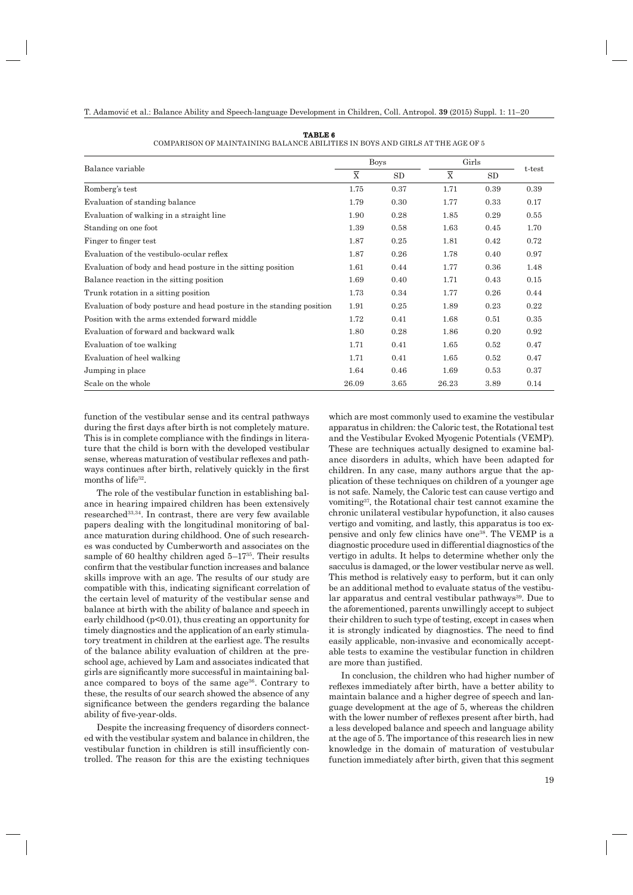**TABLE 6**
COMPARISON OF MAINTAINING BALANCE ABILITIES IN BOYS AND GIRLS AT THE AGE OF 5

| Balance variable | Boys | | Girls | | t-test |
|---|---|---|---|---|---|
| | $\overline{X}$ | SD | $\overline{X}$ | SD | |
| Romberg's test | 1.75 | 0.37 | 1.71 | 0.39 | 0.39 |
| Evaluation of standing balance | 1.79 | 0.30 | 1.77 | 0.33 | 0.17 |
| Evaluation of walking in a straight line | 1.90 | 0.28 | 1.85 | 0.29 | 0.55 |
| Standing on one foot | 1.39 | 0.58 | 1.63 | 0.45 | 1.70 |
| Finger to finger test | 1.87 | 0.25 | 1.81 | 0.42 | 0.72 |
| Evaluation of the vestibulo-ocular reflex | 1.87 | 0.26 | 1.78 | 0.40 | 0.97 |
| Evaluation of body and head posture in the sitting position | 1.61 | 0.44 | 1.77 | 0.36 | 1.48 |
| Balance reaction in the sitting position | 1.69 | 0.40 | 1.71 | 0.43 | 0.15 |
| Trunk rotation in a sitting position | 1.73 | 0.34 | 1.77 | 0.26 | 0.44 |
| Evaluation of body posture and head posture in the standing position | 1.91 | 0.25 | 1.89 | 0.23 | 0.22 |
| Position with the arms extended forward middle | 1.72 | 0.41 | 1.68 | 0.51 | 0.35 |
| Evaluation of forward and backward walk | 1.80 | 0.28 | 1.86 | 0.20 | 0.92 |
| Evaluation of toe walking | 1.71 | 0.41 | 1.65 | 0.52 | 0.47 |
| Evaluation of heel walking | 1.71 | 0.41 | 1.65 | 0.52 | 0.47 |
| Jumping in place | 1.64 | 0.46 | 1.69 | 0.53 | 0.37 |
| Scale on the whole | 26.09 | 3.65 | 26.23 | 3.89 | 0.14 |

function of the vestibular sense and its central pathways during the first days after birth is not completely mature. This is in complete compliance with the findings in literature that the child is born with the developed vestibular sense, whereas maturation of vestibular reflexes and pathways continues after birth, relatively quickly in the first months of life[32].

The role of the vestibular function in establishing balance in hearing impaired children has been extensively researched[33,34]. In contrast, there are very few available papers dealing with the longitudinal monitoring of balance maturation during childhood. One of such researches was conducted by Cumberworth and associates on the sample of 60 healthy children aged 5–17[35]. Their results confirm that the vestibular function increases and balance skills improve with an age. The results of our study are compatible with this, indicating significant correlation of the certain level of maturity of the vestibular sense and balance at birth with the ability of balance and speech in early childhood ($p<0.01$), thus creating an opportunity for timely diagnostics and the application of an early stimulatory treatment in children at the earliest age. The results of the balance ability evaluation of children at the preschool age, achieved by Lam and associates indicated that girls are significantly more successful in maintaining balance compared to boys of the same age[36]. Contrary to these, the results of our search showed the absence of any significance between the genders regarding the balance ability of five-year-olds.

Despite the increasing frequency of disorders connected with the vestibular system and balance in children, the vestibular function in children is still insufficiently controlled. The reason for this are the existing techniques which are most commonly used to examine the vestibular apparatus in children: the Caloric test, the Rotational test and the Vestibular Evoked Myogenic Potentials (VEMP). These are techniques actually designed to examine balance disorders in adults, which have been adapted for children. In any case, many authors argue that the application of these techniques on children of a younger age is not safe. Namely, the Caloric test can cause vertigo and vomiting[37], the Rotational chair test cannot examine the chronic unilateral vestibular hypofunction, it also causes vertigo and vomiting, and lastly, this apparatus is too expensive and only few clinics have one[38]. The VEMP is a diagnostic procedure used in differential diagnostics of the vertigo in adults. It helps to determine whether only the sacculus is damaged, or the lower vestibular nerve as well. This method is relatively easy to perform, but it can only be an additional method to evaluate status of the vestibular apparatus and central vestibular pathways[39]. Due to the aforementioned, parents unwillingly accept to subject their children to such type of testing, except in cases when it is strongly indicated by diagnostics. The need to find easily applicable, non-invasive and economically acceptable tests to examine the vestibular function in children are more than justified.

In conclusion, the children who had higher number of reflexes immediately after birth, have a better ability to maintain balance and a higher degree of speech and language development at the age of 5, whereas the children with the lower number of reflexes present after birth, had a less developed balance and speech and language ability at the age of 5. The importance of this research lies in new knowledge in the domain of maturation of vestubular function immediately after birth, given that this segment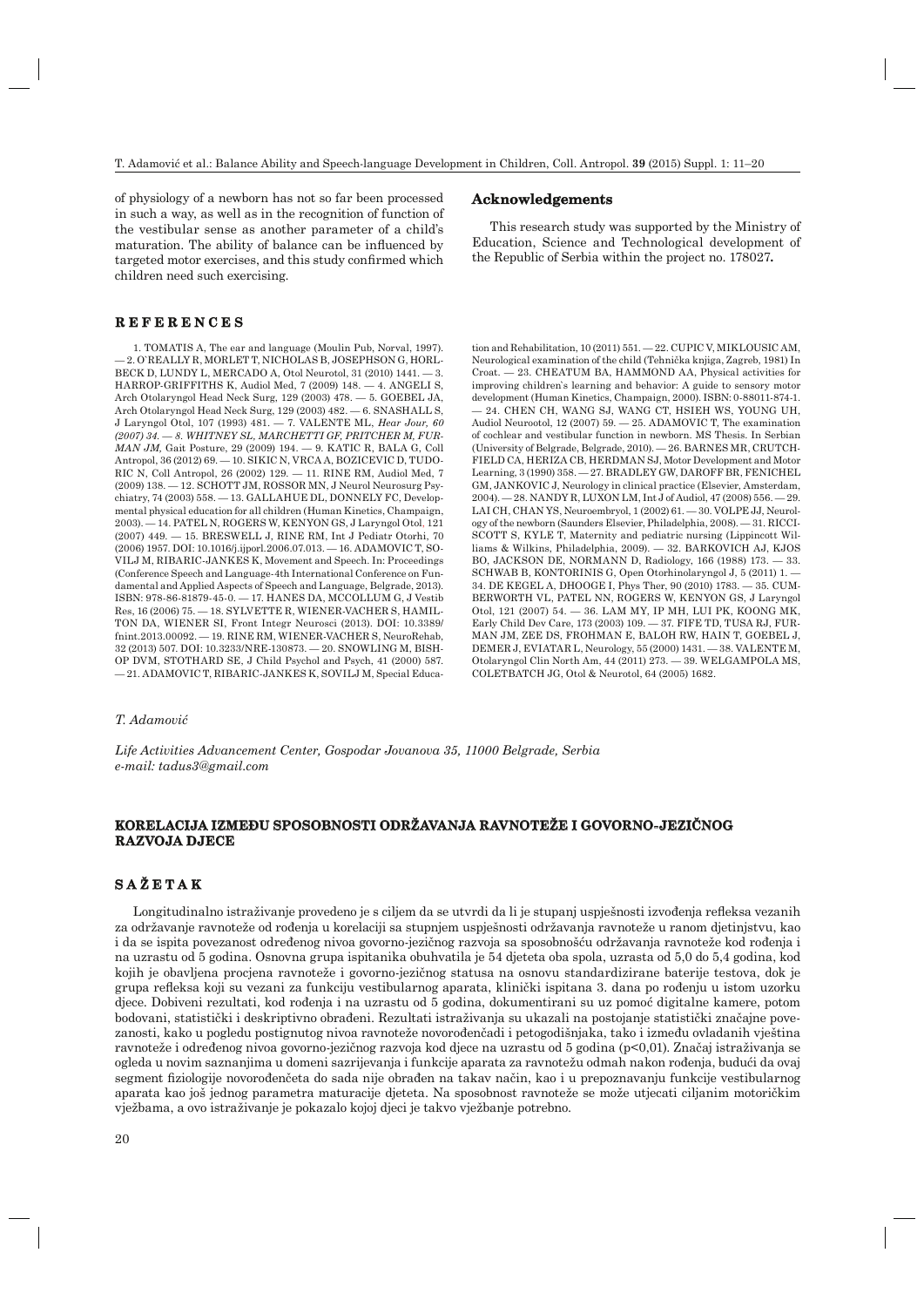of physiology of a newborn has not so far been processed in such a way, as well as in the recognition of function of the vestibular sense as another parameter of a child's maturation. The ability of balance can be influenced by targeted motor exercises, and this study confirmed which children need such exercising.

## Acknowledgements

This research study was supported by the Ministry of Education, Science and Technological development of the Republic of Serbia within the project no. 178027**.**

## REFERENCES

1. TOMATIS A, The ear and language (Moulin Pub, Norval, 1997). — 2. O`REALLY R, MORLET T, NICHOLAS B, JOSEPHSON G, HORLBECK D, LUNDY L, MERCADO A, Otol Neurotol, 31 (2010) 1441. — 3. HARROP-GRIFFITHS K, Audiol Med, 7 (2009) 148. — 4. ANGELI S, Arch Otolaryngol Head Neck Surg, 129 (2003) 478. — 5. GOEBEL JA, Arch Otolaryngol Head Neck Surg, 129 (2003) 482. — 6. SNASHALL S, J Laryngol Otol, 107 (1993) 481. — 7. VALENTE ML, *Hear Jour, 60 (2007) 34. — 8. WHITNEY SL, MARCHETTI GF, PRITCHER M, FURMAN JM,* Gait Posture, 29 (2009) 194. — 9. KATIC R, BALA G, Coll Antropol, 36 (2012) 69. — 10. SIKIC N, VRCA A, BOZICEVIC D, TUDORIC N, Coll Antropol, 26 (2002) 129. — 11. RINE RM, Audiol Med, 7 (2009) 138. — 12. SCHOTT JM, ROSSOR MN, J Neurol Neurosurg Psychiatry, 74 (2003) 558. — 13. GALLAHUE DL, DONNELY FC, Developmental physical education for all children (Human Kinetics, Champaign, 2003). — 14. PATEL N, ROGERS W, KENYON GS, J Laryngol Otol, 121 (2007) 449. — 15. BRESWELL J, RINE RM, Int J Pediatr Otorhi, 70 (2006) 1957. DOI: 10.1016/j.ijporl.2006.07.013. — 16. ADAMOVIC T, SOVILJ M, RIBARIC-JANKES K, Movement and Speech. In: Proceedings (Conference Speech and Language-4th International Conference on Fundamental and Applied Aspects of Speech and Language, Belgrade, 2013). ISBN: 978-86-81879-45-0. — 17. HANES DA, MCCOLLUM G, J Vestib Res, 16 (2006) 75. — 18. SYLVETTE R, WIENER-VACHER S, HAMILTON DA, WIENER SI, Front Integr Neurosci (2013). DOI: 10.3389/fnint.2013.00092. — 19. RINE RM, WIENER-VACHER S, NeuroRehab, 32 (2013) 507. DOI: 10.3233/NRE-130873. — 20. SNOWLING M, BISHOP DVM, STOTHARD SE, J Child Psychol and Psych, 41 (2000) 587. — 21. ADAMOVIC T, RIBARIC-JANKES K, SOVILJ M, Special Education and Rehabilitation, 10 (2011) 551. — 22. CUPIC V, MIKLOUSIC AM, Neurological examination of the child (Tehnička knjiga, Zagreb, 1981) In Croat. — 23. CHEATUM BA, HAMMOND AA, Physical activities for improving children`s learning and behavior: A guide to sensory motor development (Human Kinetics, Champaign, 2000). ISBN: 0-88011-874-1. — 24. CHEN CH, WANG SJ, WANG CT, HSIEH WS, YOUNG UH, Audiol Neurootol, 12 (2007) 59. — 25. ADAMOVIC T, The examination of cochlear and vestibular function in newborn. MS Thesis. In Serbian (University of Belgrade, Belgrade, 2010). — 26. BARNES MR, CRUTCHFIELD CA, HERIZA CB, HERDMAN SJ, Motor Development and Motor Learning, 3 (1990) 358. — 27. BRADLEY GW, DAROFF BR, FENICHEL GM, JANKOVIC J, Neurology in clinical practice (Elsevier, Amsterdam, 2004). — 28. NANDY R, LUXON LM, Int J of Audiol, 47 (2008) 556. — 29. LAI CH, CHAN YS, Neuroembryol, 1 (2002) 61. — 30. VOLPE JJ, Neurology of the newborn (Saunders Elsevier, Philadelphia, 2008). — 31. RICCISCOTT S, KYLE T, Maternity and pediatric nursing (Lippincott Williams & Wilkins, Philadelphia, 2009). — 32. BARKOVICH AJ, KJOS BO, JACKSON DE, NORMANN D, Radiology, 166 (1988) 173. — 33. SCHWAB B, KONTORINIS G, Open Otorhinolaryngol J, 5 (2011) 1. — 34. DE KEGEL A, DHOOGE I, Phys Ther, 90 (2010) 1783. — 35. CUMBERWORTH VL, PATEL NN, ROGERS W, KENYON GS, J Laryngol Otol, 121 (2007) 54. — 36. LAM MY, IP MH, LUI PK, KOONG MK, Early Child Dev Care, 173 (2003) 109. — 37. FIFE TD, TUSA RJ, FURMAN JM, ZEE DS, FROHMAN E, BALOH RW, HAIN T, GOEBEL J, DEMER J, EVIATAR L, Neurology, 55 (2000) 1431. — 38. VALENTE M, Otolaryngol Clin North Am, 44 (2011) 273. — 39. WELGAMPOLA MS, COLETBATCH JG, Otol & Neurotol, 64 (2005) 1682.

*T. Adamović*

*Life Activities Advancement Center, Gospodar Jovanova 35, 11000 Belgrade, Serbia*
*e-mail: tadus3@gmail.com*

## KORELACIJA IZMEĐU SPOSOBNOSTI ODRŽAVANJA RAVNOTEŽE I GOVORNO-JEZIČNOG RAZVOJA DJECE

## SAŽETAK

Longitudinalno istraživanje provedeno je s ciljem da se utvrdi da li je stupanj uspješnosti izvođenja refleksa vezanih za održavanje ravnoteže od rođenja u korelaciji sa stupnjem uspješnosti održavanja ravnoteže u ranom djetinjstvu, kao i da se ispita povezanost određenog nivoa govorno-jezičnog razvoja sa sposobnošću održavanja ravnoteže kod rođenja i na uzrastu od 5 godina. Osnovna grupa ispitanika obuhvatila je 54 djeteta oba spola, uzrasta od 5,0 do 5,4 godina, kod kojih je obavljena procjena ravnoteže i govorno-jezičnog statusa na osnovu standardizirane baterije testova, dok je grupa refleksa koji su vezani za funkciju vestibularnog aparata, klinički ispitana 3. dana po rođenju u istom uzorku djece. Dobiveni rezultati, kod rođenja i na uzrastu od 5 godina, dokumentirani su uz pomoć digitalne kamere, potom bodovani, statistički i deskriptivno obrađeni. Rezultati istraživanja su ukazali na postojanje statistički značajne povezanosti, kako u pogledu postignutog nivoa ravnoteže novorođenčadi i petogodišnjaka, tako i između ovladanih vještina ravnoteže i određenog nivoa govorno-jezičnog razvoja kod djece na uzrastu od 5 godina ($p<0{,}01$). Značaj istraživanja se ogleda u novim saznanjima u domeni sazrijevanja i funkcije aparata za ravnotežu odmah nakon rođenja, budući da ovaj segment fiziologije novorođenčeta do sada nije obrađen na takav način, kao i u prepoznavanju funkcije vestibularnog aparata kao još jednog parametra maturacije djeteta. Na sposobnost ravnoteže se može utjecati ciljanim motoričkim vježbama, a ovo istraživanje je pokazalo kojoj djeci je takvo vježbanje potrebno.